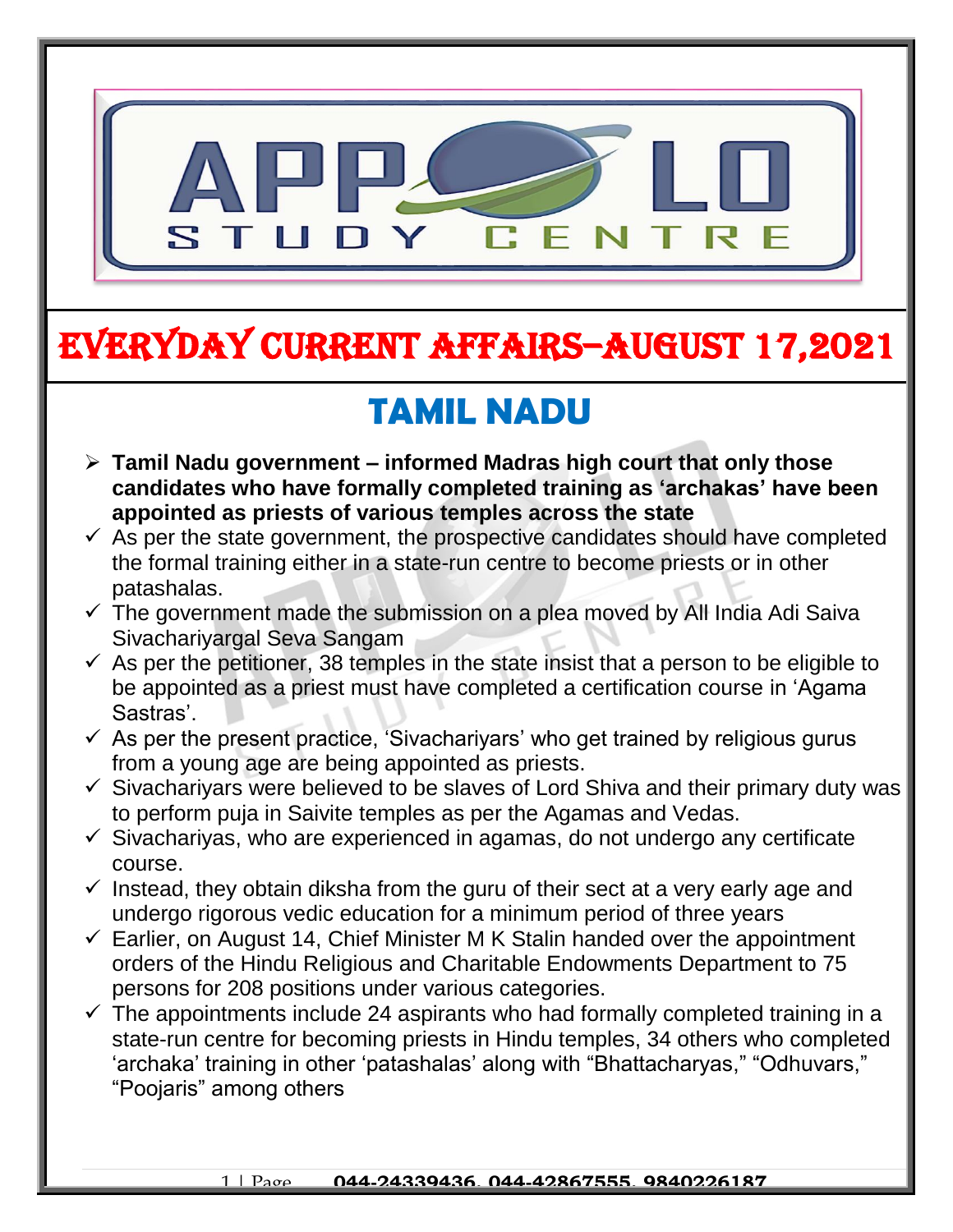# EVERYDAY CURRENT AFFAIRS–AUGUST 17,2021

## TAMIL NADU

- **Tamil Nadu government – informed Madras high court that only those candidates who have formally completed training as 'archakas' have been appointed as priests of various temples across the state**
  - As per the state government, the prospective candidates should have completed the formal training either in a state-run centre to become priests or in other patashalas.
  - The government made the submission on a plea moved by All India Adi Saiva Sivachariyargal Seva Sangam
  - As per the petitioner, 38 temples in the state insist that a person to be eligible to be appointed as a priest must have completed a certification course in 'Agama Sastras'.
  - As per the present practice, 'Sivachariyars' who get trained by religious gurus from a young age are being appointed as priests.
  - Sivachariyars were believed to be slaves of Lord Shiva and their primary duty was to perform puja in Saivite temples as per the Agamas and Vedas.
  - Sivachariyas, who are experienced in agamas, do not undergo any certificate course.
  - Instead, they obtain diksha from the guru of their sect at a very early age and undergo rigorous vedic education for a minimum period of three years
  - Earlier, on August 14, Chief Minister M K Stalin handed over the appointment orders of the Hindu Religious and Charitable Endowments Department to 75 persons for 208 positions under various categories.
  - The appointments include 24 aspirants who had formally completed training in a state-run centre for becoming priests in Hindu temples, 34 others who completed 'archaka' training in other 'patashalas' along with "Bhattacharyas," "Odhuvars," "Poojaris" among others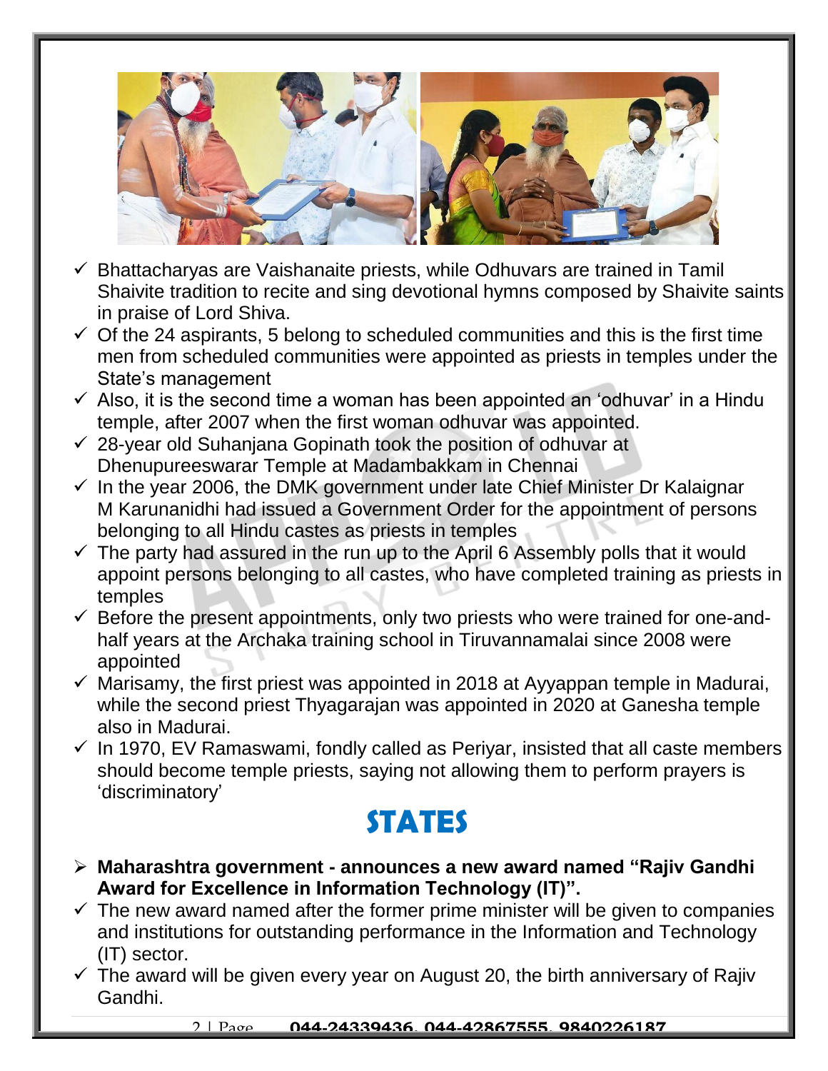- ✓ Bhattacharyas are Vaishanaite priests, while Odhuvars are trained in Tamil Shaivite tradition to recite and sing devotional hymns composed by Shaivite saints in praise of Lord Shiva.
- ✓ Of the 24 aspirants, 5 belong to scheduled communities and this is the first time men from scheduled communities were appointed as priests in temples under the State's management
- ✓ Also, it is the second time a woman has been appointed an 'odhuvar' in a Hindu temple, after 2007 when the first woman odhuvar was appointed.
- ✓ 28-year old Suhanjana Gopinath took the position of odhuvar at Dhenupureeswarar Temple at Madambakkam in Chennai
- ✓ In the year 2006, the DMK government under late Chief Minister Dr Kalaignar M Karunanidhi had issued a Government Order for the appointment of persons belonging to all Hindu castes as priests in temples
- ✓ The party had assured in the run up to the April 6 Assembly polls that it would appoint persons belonging to all castes, who have completed training as priests in temples
- ✓ Before the present appointments, only two priests who were trained for one-and-half years at the Archaka training school in Tiruvannamalai since 2008 were appointed
- ✓ Marisamy, the first priest was appointed in 2018 at Ayyappan temple in Madurai, while the second priest Thyagarajan was appointed in 2020 at Ganesha temple also in Madurai.
- ✓ In 1970, EV Ramaswami, fondly called as Periyar, insisted that all caste members should become temple priests, saying not allowing them to perform prayers is 'discriminatory'

# STATES

- ➢ **Maharashtra government - announces a new award named "Rajiv Gandhi Award for Excellence in Information Technology (IT)".**
- ✓ The new award named after the former prime minister will be given to companies and institutions for outstanding performance in the Information and Technology (IT) sector.
- ✓ The award will be given every year on August 20, the birth anniversary of Rajiv Gandhi.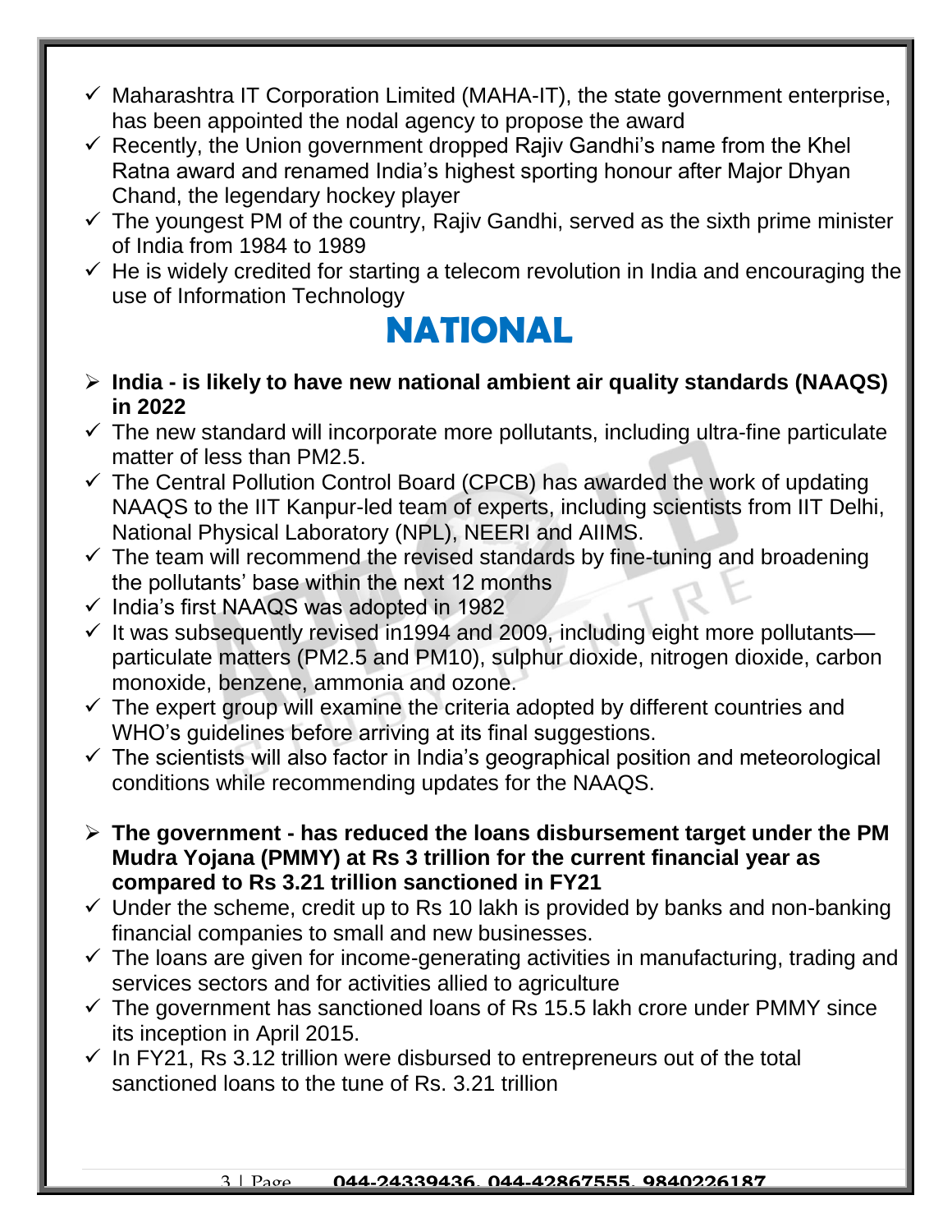- ✓ Maharashtra IT Corporation Limited (MAHA-IT), the state government enterprise, has been appointed the nodal agency to propose the award
- ✓ Recently, the Union government dropped Rajiv Gandhi's name from the Khel Ratna award and renamed India's highest sporting honour after Major Dhyan Chand, the legendary hockey player
- ✓ The youngest PM of the country, Rajiv Gandhi, served as the sixth prime minister of India from 1984 to 1989
- ✓ He is widely credited for starting a telecom revolution in India and encouraging the use of Information Technology

# NATIONAL

- ➢ **India - is likely to have new national ambient air quality standards (NAAQS) in 2022**
- ✓ The new standard will incorporate more pollutants, including ultra-fine particulate matter of less than PM2.5.
- ✓ The Central Pollution Control Board (CPCB) has awarded the work of updating NAAQS to the IIT Kanpur-led team of experts, including scientists from IIT Delhi, National Physical Laboratory (NPL), NEERI and AIIMS.
- ✓ The team will recommend the revised standards by fine-tuning and broadening the pollutants' base within the next 12 months
- ✓ India's first NAAQS was adopted in 1982
- ✓ It was subsequently revised in1994 and 2009, including eight more pollutants—particulate matters (PM2.5 and PM10), sulphur dioxide, nitrogen dioxide, carbon monoxide, benzene, ammonia and ozone.
- ✓ The expert group will examine the criteria adopted by different countries and WHO's guidelines before arriving at its final suggestions.
- ✓ The scientists will also factor in India's geographical position and meteorological conditions while recommending updates for the NAAQS.

- ➢ **The government - has reduced the loans disbursement target under the PM Mudra Yojana (PMMY) at Rs 3 trillion for the current financial year as compared to Rs 3.21 trillion sanctioned in FY21**
- ✓ Under the scheme, credit up to Rs 10 lakh is provided by banks and non-banking financial companies to small and new businesses.
- ✓ The loans are given for income-generating activities in manufacturing, trading and services sectors and for activities allied to agriculture
- ✓ The government has sanctioned loans of Rs 15.5 lakh crore under PMMY since its inception in April 2015.
- ✓ In FY21, Rs 3.12 trillion were disbursed to entrepreneurs out of the total sanctioned loans to the tune of Rs. 3.21 trillion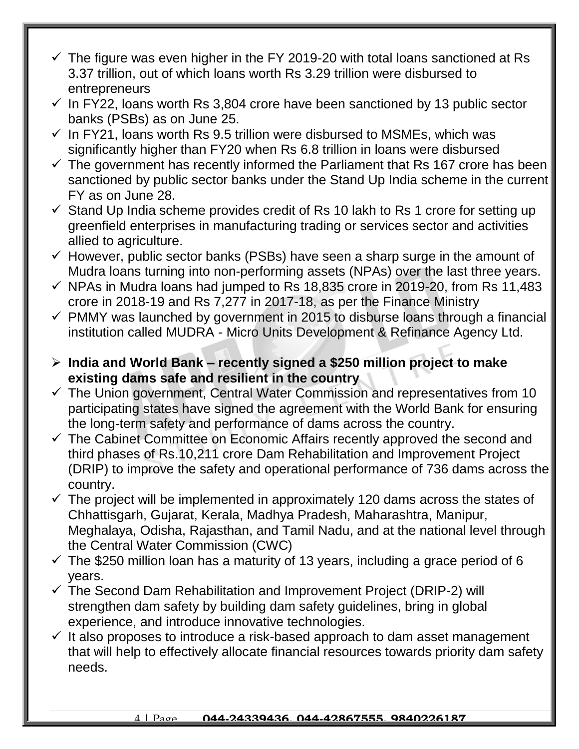- ✓ The figure was even higher in the FY 2019-20 with total loans sanctioned at Rs 3.37 trillion, out of which loans worth Rs 3.29 trillion were disbursed to entrepreneurs
- ✓ In FY22, loans worth Rs 3,804 crore have been sanctioned by 13 public sector banks (PSBs) as on June 25.
- ✓ In FY21, loans worth Rs 9.5 trillion were disbursed to MSMEs, which was significantly higher than FY20 when Rs 6.8 trillion in loans were disbursed
- ✓ The government has recently informed the Parliament that Rs 167 crore has been sanctioned by public sector banks under the Stand Up India scheme in the current FY as on June 28.
- ✓ Stand Up India scheme provides credit of Rs 10 lakh to Rs 1 crore for setting up greenfield enterprises in manufacturing trading or services sector and activities allied to agriculture.
- ✓ However, public sector banks (PSBs) have seen a sharp surge in the amount of Mudra loans turning into non-performing assets (NPAs) over the last three years.
- ✓ NPAs in Mudra loans had jumped to Rs 18,835 crore in 2019-20, from Rs 11,483 crore in 2018-19 and Rs 7,277 in 2017-18, as per the Finance Ministry
- ✓ PMMY was launched by government in 2015 to disburse loans through a financial institution called MUDRA - Micro Units Development & Refinance Agency Ltd.

- ➢ **India and World Bank – recently signed a $250 million project to make existing dams safe and resilient in the country**
- ✓ The Union government, Central Water Commission and representatives from 10 participating states have signed the agreement with the World Bank for ensuring the long-term safety and performance of dams across the country.
- ✓ The Cabinet Committee on Economic Affairs recently approved the second and third phases of Rs.10,211 crore Dam Rehabilitation and Improvement Project (DRIP) to improve the safety and operational performance of 736 dams across the country.
- ✓ The project will be implemented in approximately 120 dams across the states of Chhattisgarh, Gujarat, Kerala, Madhya Pradesh, Maharashtra, Manipur, Meghalaya, Odisha, Rajasthan, and Tamil Nadu, and at the national level through the Central Water Commission (CWC)
- ✓ The $250 million loan has a maturity of 13 years, including a grace period of 6 years.
- ✓ The Second Dam Rehabilitation and Improvement Project (DRIP-2) will strengthen dam safety by building dam safety guidelines, bring in global experience, and introduce innovative technologies.
- ✓ It also proposes to introduce a risk-based approach to dam asset management that will help to effectively allocate financial resources towards priority dam safety needs.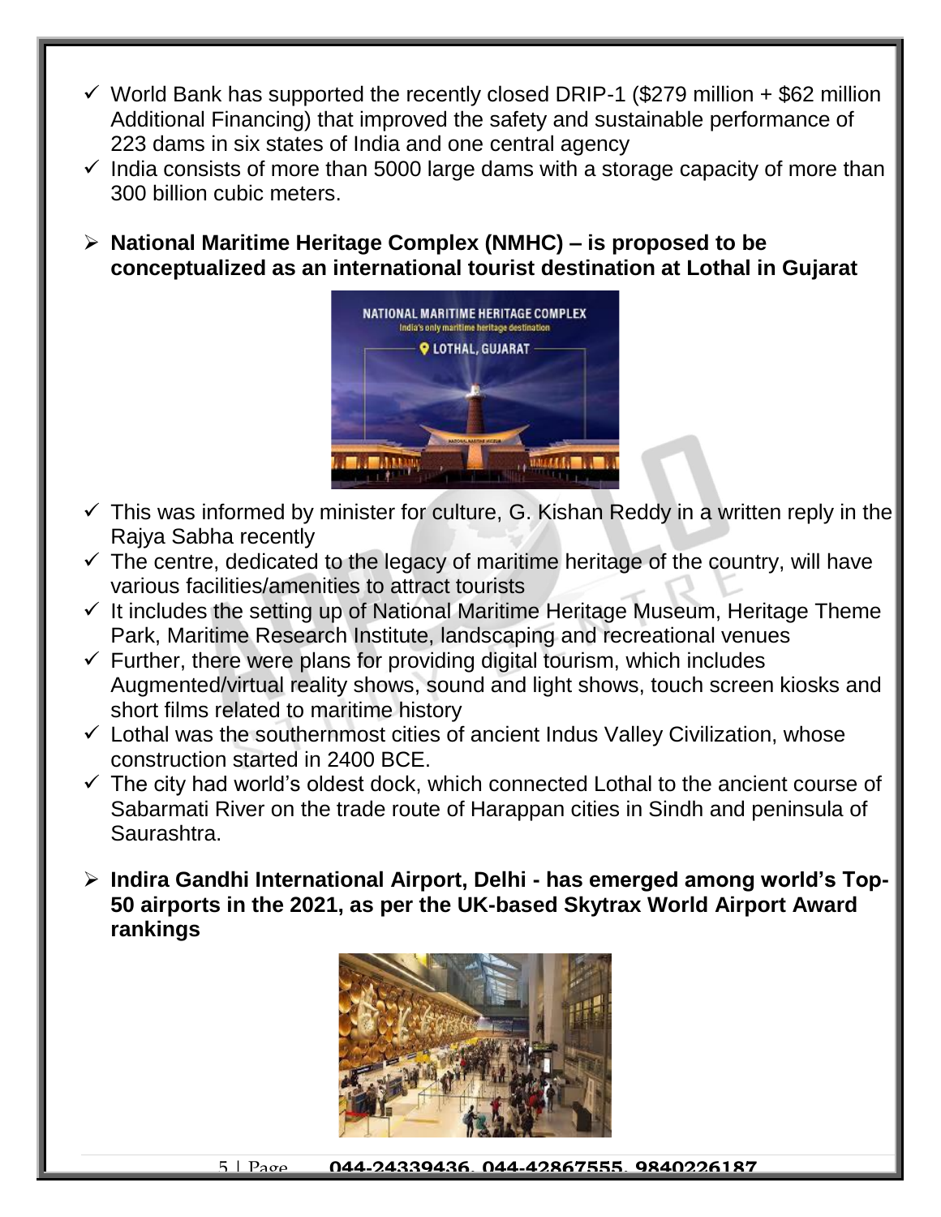- ✓ World Bank has supported the recently closed DRIP-1 ($279 million + $62 million Additional Financing) that improved the safety and sustainable performance of 223 dams in six states of India and one central agency
- ✓ India consists of more than 5000 large dams with a storage capacity of more than 300 billion cubic meters.

- **National Maritime Heritage Complex (NMHC) – is proposed to be conceptualized as an international tourist destination at Lothal in Gujarat**

- ✓ This was informed by minister for culture, G. Kishan Reddy in a written reply in the Rajya Sabha recently
- ✓ The centre, dedicated to the legacy of maritime heritage of the country, will have various facilities/amenities to attract tourists
- ✓ It includes the setting up of National Maritime Heritage Museum, Heritage Theme Park, Maritime Research Institute, landscaping and recreational venues
- ✓ Further, there were plans for providing digital tourism, which includes Augmented/virtual reality shows, sound and light shows, touch screen kiosks and short films related to maritime history
- ✓ Lothal was the southernmost cities of ancient Indus Valley Civilization, whose construction started in 2400 BCE.
- ✓ The city had world's oldest dock, which connected Lothal to the ancient course of Sabarmati River on the trade route of Harappan cities in Sindh and peninsula of Saurashtra.

- **Indira Gandhi International Airport, Delhi - has emerged among world's Top-50 airports in the 2021, as per the UK-based Skytrax World Airport Award rankings**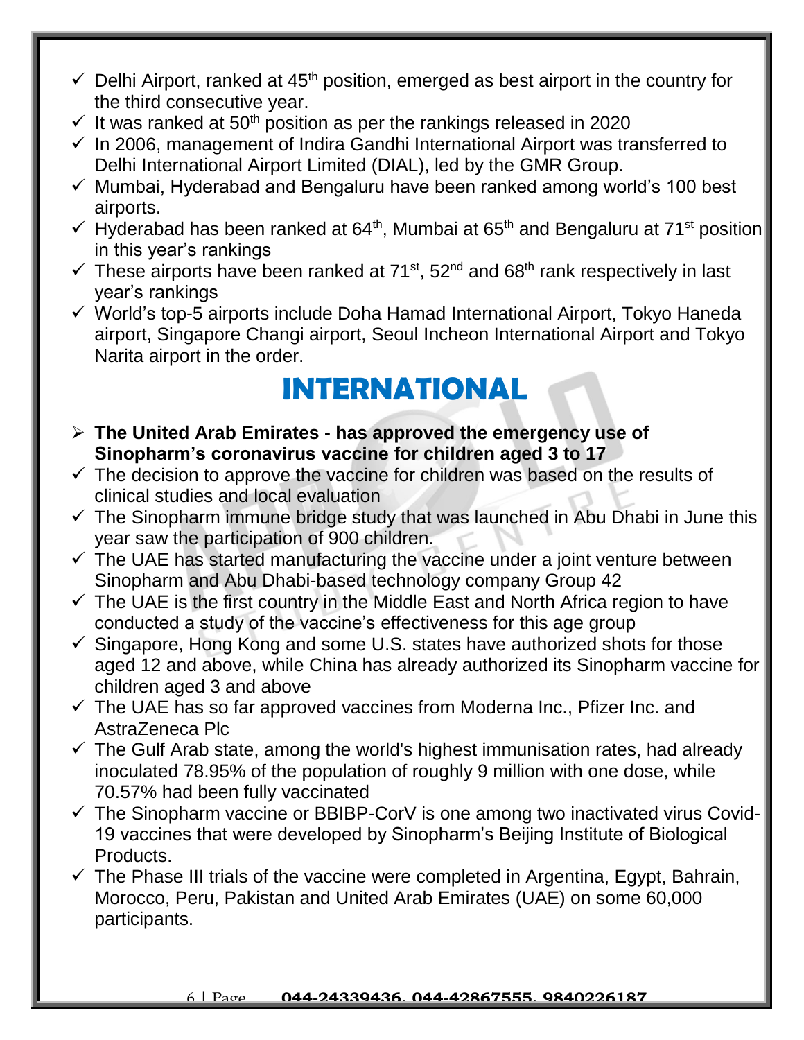- ✓ Delhi Airport, ranked at 45th position, emerged as best airport in the country for the third consecutive year.
- ✓ It was ranked at 50th position as per the rankings released in 2020
- ✓ In 2006, management of Indira Gandhi International Airport was transferred to Delhi International Airport Limited (DIAL), led by the GMR Group.
- ✓ Mumbai, Hyderabad and Bengaluru have been ranked among world's 100 best airports.
- ✓ Hyderabad has been ranked at 64th, Mumbai at 65th and Bengaluru at 71st position in this year's rankings
- ✓ These airports have been ranked at 71st, 52nd and 68th rank respectively in last year's rankings
- ✓ World's top-5 airports include Doha Hamad International Airport, Tokyo Haneda airport, Singapore Changi airport, Seoul Incheon International Airport and Tokyo Narita airport in the order.

# INTERNATIONAL

- ➢ **The United Arab Emirates - has approved the emergency use of Sinopharm's coronavirus vaccine for children aged 3 to 17**
- ✓ The decision to approve the vaccine for children was based on the results of clinical studies and local evaluation
- ✓ The Sinopharm immune bridge study that was launched in Abu Dhabi in June this year saw the participation of 900 children.
- ✓ The UAE has started manufacturing the vaccine under a joint venture between Sinopharm and Abu Dhabi-based technology company Group 42
- ✓ The UAE is the first country in the Middle East and North Africa region to have conducted a study of the vaccine's effectiveness for this age group
- ✓ Singapore, Hong Kong and some U.S. states have authorized shots for those aged 12 and above, while China has already authorized its Sinopharm vaccine for children aged 3 and above
- ✓ The UAE has so far approved vaccines from Moderna Inc., Pfizer Inc. and AstraZeneca Plc
- ✓ The Gulf Arab state, among the world's highest immunisation rates, had already inoculated 78.95% of the population of roughly 9 million with one dose, while 70.57% had been fully vaccinated
- ✓ The Sinopharm vaccine or BBIBP-CorV is one among two inactivated virus Covid-19 vaccines that were developed by Sinopharm's Beijing Institute of Biological Products.
- ✓ The Phase III trials of the vaccine were completed in Argentina, Egypt, Bahrain, Morocco, Peru, Pakistan and United Arab Emirates (UAE) on some 60,000 participants.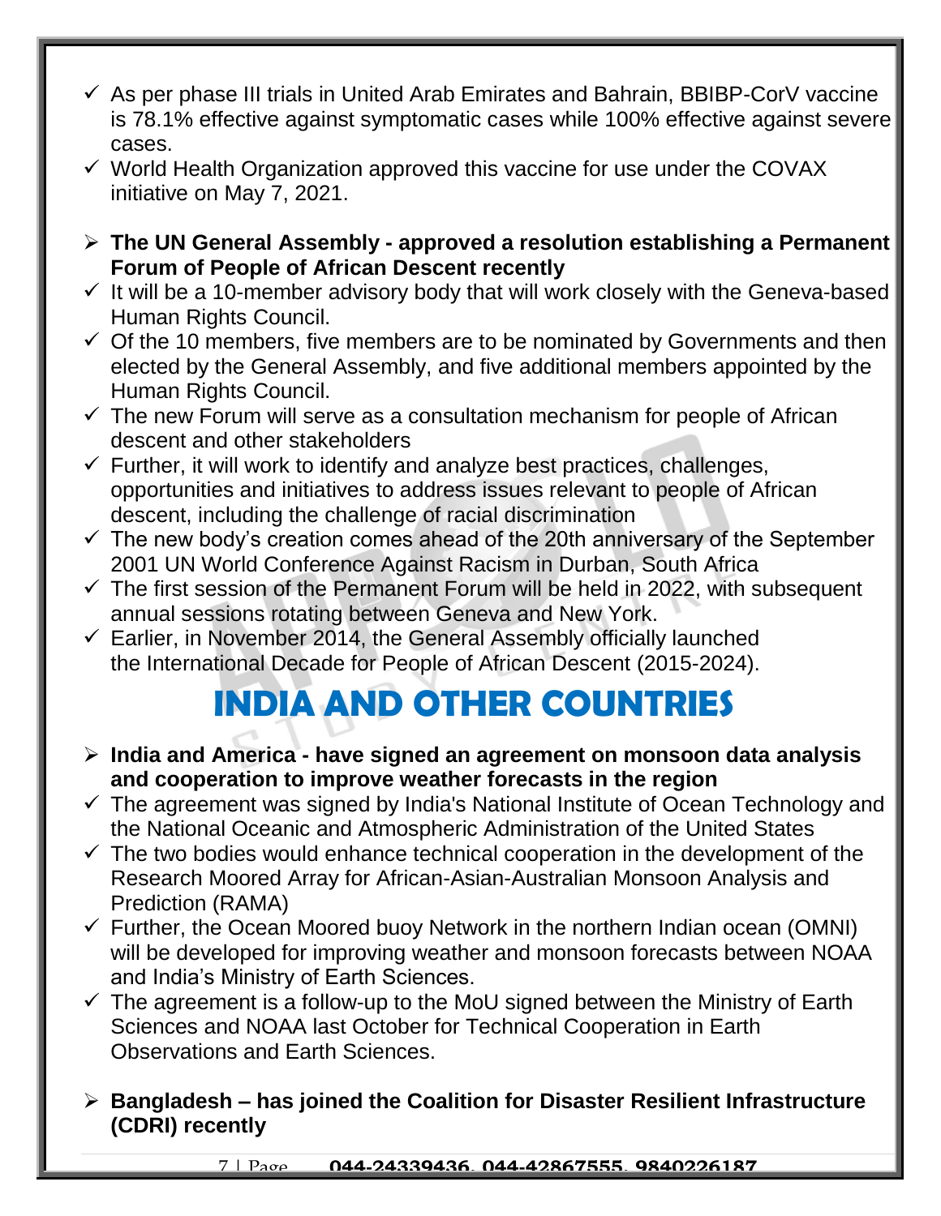- ✓ As per phase III trials in United Arab Emirates and Bahrain, BBIBP-CorV vaccine is 78.1% effective against symptomatic cases while 100% effective against severe cases.
- ✓ World Health Organization approved this vaccine for use under the COVAX initiative on May 7, 2021.

➢ **The UN General Assembly - approved a resolution establishing a Permanent Forum of People of African Descent recently**

- ✓ It will be a 10-member advisory body that will work closely with the Geneva-based Human Rights Council.
- ✓ Of the 10 members, five members are to be nominated by Governments and then elected by the General Assembly, and five additional members appointed by the Human Rights Council.
- ✓ The new Forum will serve as a consultation mechanism for people of African descent and other stakeholders
- ✓ Further, it will work to identify and analyze best practices, challenges, opportunities and initiatives to address issues relevant to people of African descent, including the challenge of racial discrimination
- ✓ The new body's creation comes ahead of the 20th anniversary of the September 2001 UN World Conference Against Racism in Durban, South Africa
- ✓ The first session of the Permanent Forum will be held in 2022, with subsequent annual sessions rotating between Geneva and New York.
- ✓ Earlier, in November 2014, the General Assembly officially launched the International Decade for People of African Descent (2015-2024).

# INDIA AND OTHER COUNTRIES

➢ **India and America - have signed an agreement on monsoon data analysis and cooperation to improve weather forecasts in the region**

- ✓ The agreement was signed by India's National Institute of Ocean Technology and the National Oceanic and Atmospheric Administration of the United States
- ✓ The two bodies would enhance technical cooperation in the development of the Research Moored Array for African-Asian-Australian Monsoon Analysis and Prediction (RAMA)
- ✓ Further, the Ocean Moored buoy Network in the northern Indian ocean (OMNI) will be developed for improving weather and monsoon forecasts between NOAA and India's Ministry of Earth Sciences.
- ✓ The agreement is a follow-up to the MoU signed between the Ministry of Earth Sciences and NOAA last October for Technical Cooperation in Earth Observations and Earth Sciences.

➢ **Bangladesh – has joined the Coalition for Disaster Resilient Infrastructure (CDRI) recently**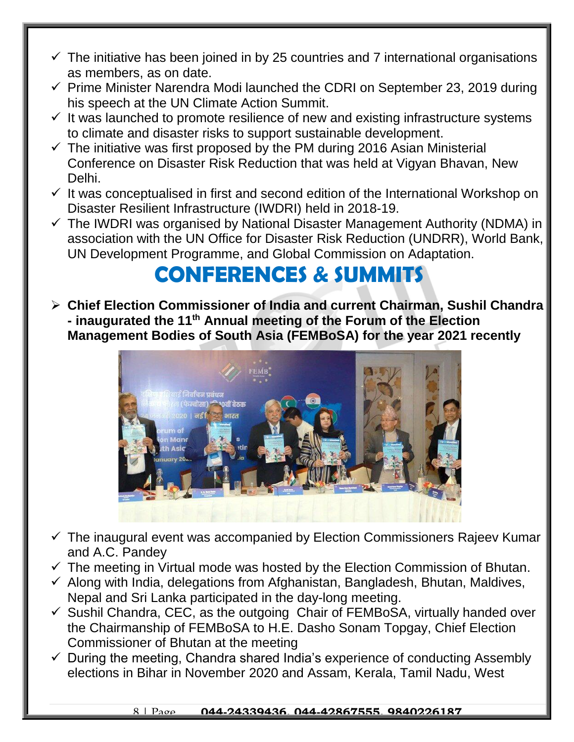- ✓ The initiative has been joined in by 25 countries and 7 international organisations as members, as on date.
- ✓ Prime Minister Narendra Modi launched the CDRI on September 23, 2019 during his speech at the UN Climate Action Summit.
- ✓ It was launched to promote resilience of new and existing infrastructure systems to climate and disaster risks to support sustainable development.
- ✓ The initiative was first proposed by the PM during 2016 Asian Ministerial Conference on Disaster Risk Reduction that was held at Vigyan Bhavan, New Delhi.
- ✓ It was conceptualised in first and second edition of the International Workshop on Disaster Resilient Infrastructure (IWDRI) held in 2018-19.
- ✓ The IWDRI was organised by National Disaster Management Authority (NDMA) in association with the UN Office for Disaster Risk Reduction (UNDRR), World Bank, UN Development Programme, and Global Commission on Adaptation.

# CONFERENCES & SUMMITS

- **Chief Election Commissioner of India and current Chairman, Sushil Chandra - inaugurated the 11th Annual meeting of the Forum of the Election Management Bodies of South Asia (FEMBoSA) for the year 2021 recently**

- ✓ The inaugural event was accompanied by Election Commissioners Rajeev Kumar and A.C. Pandey
- ✓ The meeting in Virtual mode was hosted by the Election Commission of Bhutan.
- ✓ Along with India, delegations from Afghanistan, Bangladesh, Bhutan, Maldives, Nepal and Sri Lanka participated in the day-long meeting.
- ✓ Sushil Chandra, CEC, as the outgoing Chair of FEMBoSA, virtually handed over the Chairmanship of FEMBoSA to H.E. Dasho Sonam Topgay, Chief Election Commissioner of Bhutan at the meeting
- ✓ During the meeting, Chandra shared India's experience of conducting Assembly elections in Bihar in November 2020 and Assam, Kerala, Tamil Nadu, West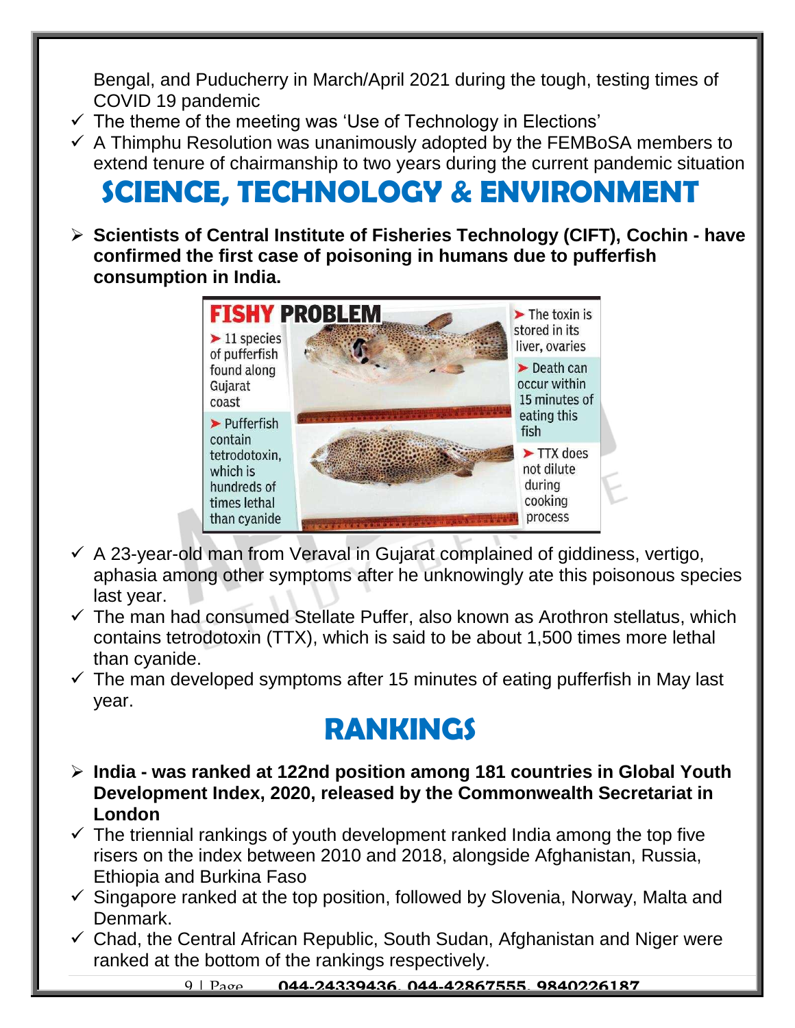Bengal, and Puducherry in March/April 2021 during the tough, testing times of COVID 19 pandemic

- The theme of the meeting was 'Use of Technology in Elections'
- A Thimphu Resolution was unanimously adopted by the FEMBoSA members to extend tenure of chairmanship to two years during the current pandemic situation

# SCIENCE, TECHNOLOGY & ENVIRONMENT

- **Scientists of Central Institute of Fisheries Technology (CIFT), Cochin - have confirmed the first case of poisoning in humans due to pufferfish consumption in India.**

**FISHY PROBLEM**

- 11 species of pufferfish found along Gujarat coast
- Pufferfish contain tetrodotoxin, which is hundreds of times lethal than cyanide
- The toxin is stored in its liver, ovaries
- Death can occur within 15 minutes of eating this fish
- TTX does not dilute during cooking process

- A 23-year-old man from Veraval in Gujarat complained of giddiness, vertigo, aphasia among other symptoms after he unknowingly ate this poisonous species last year.
- The man had consumed Stellate Puffer, also known as Arothron stellatus, which contains tetrodotoxin (TTX), which is said to be about 1,500 times more lethal than cyanide.
- The man developed symptoms after 15 minutes of eating pufferfish in May last year.

# RANKINGS

- **India - was ranked at 122nd position among 181 countries in Global Youth Development Index, 2020, released by the Commonwealth Secretariat in London**
- The triennial rankings of youth development ranked India among the top five risers on the index between 2010 and 2018, alongside Afghanistan, Russia, Ethiopia and Burkina Faso
- Singapore ranked at the top position, followed by Slovenia, Norway, Malta and Denmark.
- Chad, the Central African Republic, South Sudan, Afghanistan and Niger were ranked at the bottom of the rankings respectively.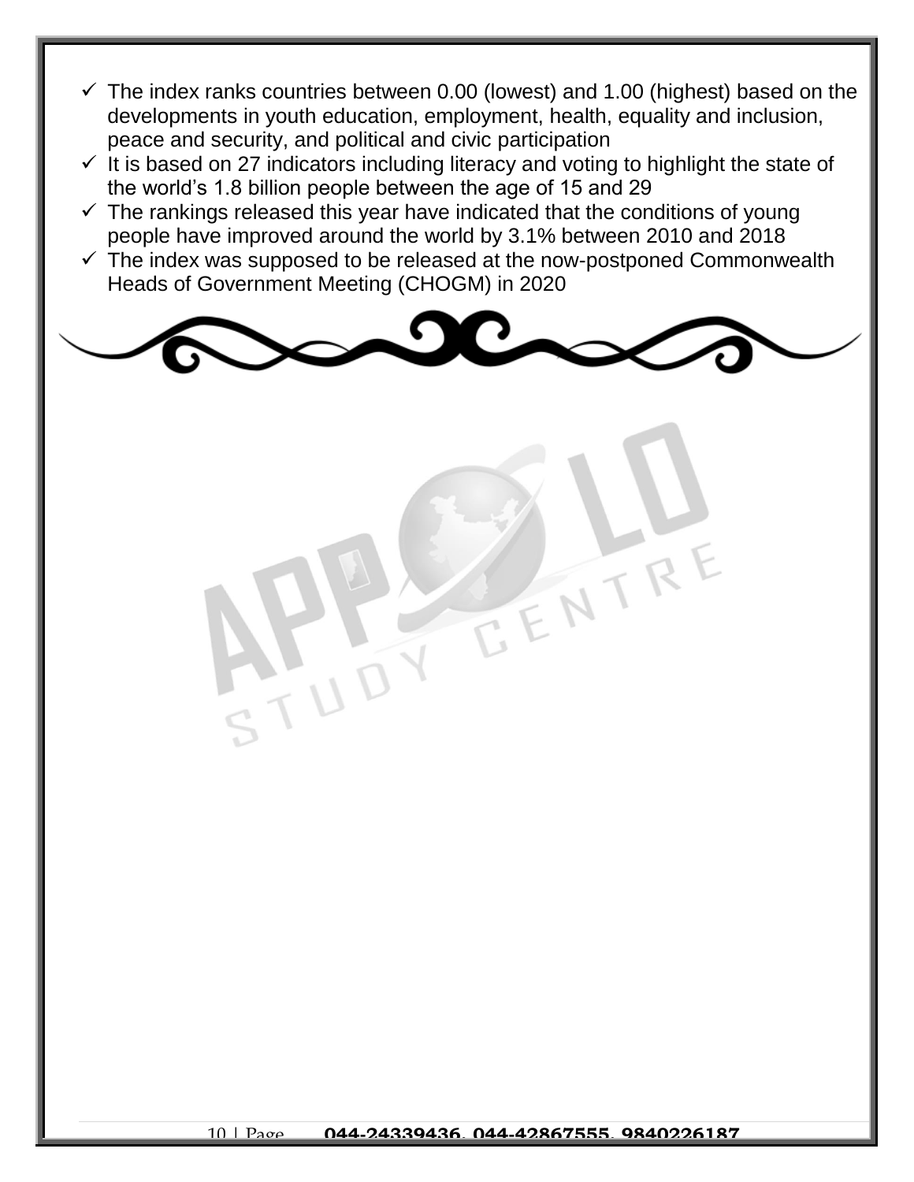- The index ranks countries between 0.00 (lowest) and 1.00 (highest) based on the developments in youth education, employment, health, equality and inclusion, peace and security, and political and civic participation
- It is based on 27 indicators including literacy and voting to highlight the state of the world's 1.8 billion people between the age of 15 and 29
- The rankings released this year have indicated that the conditions of young people have improved around the world by 3.1% between 2010 and 2018
- The index was supposed to be released at the now-postponed Commonwealth Heads of Government Meeting (CHOGM) in 2020